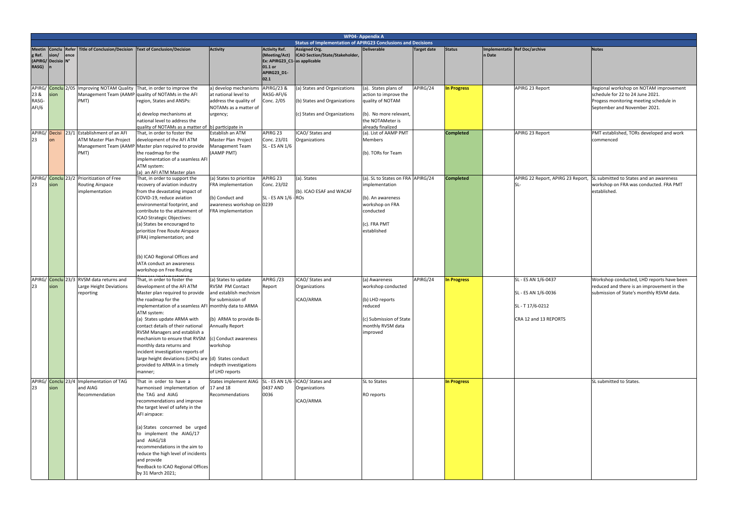# WP04- Appendix A

## Status of Implementation of APIRG23 Conclusions and Decisions

| Meeting Ref. (APIRG/ RASG) | Conclusion/ Decision | Reference N° | Title of Conclusion/Decision | Text of Conclusion/Decision | Activity | Activity Ref. (Meeting/Act) Ex: APIRG23_C1-01.1 or APIRG23_D1-02.1 | Assigned Org. ICAO Section/State/Stakeholder, as applicable | Deliverable | Target date | Status | Implementation Date | Ref Doc/archive | Notes |
|---|---|---|---|---|---|---|---|---|---|---|---|---|---|
| APIRG/ 23 & RASG-AFI/6 | Conclusion | 2/05 | Improving NOTAM Quality Management Team (AAMP PMT) | That, in order to improve the quality of NOTAMs in the AFI region, States and ANSPs:<br><br>a) develop mechanisms at national level to address the quality of NOTAMs as a matter of | a) develop mechanisms at national level to address the quality of NOTAMs as a matter of urgency;<br><br>b) participate in | APIRG/23 & RASG-AFI/6 Conc. 2/05 | (a) States and Organizations<br><br>(b) States and Organizations<br><br>(c) States and Organizations | (a). States plans of action to improve the quality of NOTAM<br><br>(b). No more relevant, the NOTAMeter is already finalized | APIRG/24 | In Progress | | APIRG 23 Report | Regional workshop on NOTAM improvement schedule for 22 to 24 June 2021. Progess monitoring meeting schedule in September and November 2021. |
| APIRG/ 23 | Decision | 23/1 | Establishment of an AFI ATM Master Plan Project Management Team (AAMP PMT) | That, in order to foster the development of the AFI ATM Master plan required to provide the roadmap for the implementation of a seamless AFI ATM system:<br>(a) an AFI ATM Master plan | Establish an ATM Master Plan Project Management Team (AAMP PMT) | APIRG 23 Conc. 23/01<br>SL - ES AN 1/6 | ICAO/ States and Organizations | (a). List of AAMP PMT Members<br><br>(b). TORs for Team | | Completed | | APIRG 23 Report | PMT established, TORs developed and work commenced |
| APIRG/ 23 | Conclusion | 23/2 | Prioritization of Free Routing Airspace implementation | That, in order to support the recovery of aviation industry from the devastating impact of COVID-19, reduce aviation environmental footprint, and contribute to the attainment of ICAO Strategic Objectives:<br>(a) States be encouraged to prioritize Free Route Airspace (FRA) implementation; and<br><br>(b) ICAO Regional Offices and IATA conduct an awareness workshop on Free Routing Airspace implementation | (a) States to prioritize FRA implementation<br><br>(b) Conduct and awareness workshop on FRA implementation | APIRG 23 Conc. 23/02<br><br>SL - ES AN 1/6 - 0239 | (a). States<br><br>(b). ICAO ESAF and WACAF ROs | (a). SL to States on FRA implementation<br><br>(b). An awareness workshop on FRA conducted<br><br>(c). FRA PMT established | APIRG/24 | Completed | | APIRG 22 Report, APIRG 23 Report, SL- | SL submitted to States and an awareness workshop on FRA was conducted. FRA PMT established. |
| APIRG/ 23 | Conclusion | 23/3 | RVSM data returns and Large Height Deviations reporting | That, in order to foster the development of the AFI ATM Master plan required to provide the roadmap for the implementation of a seamless AFI ATM system:<br>(a) States update ARMA with contact details of their national RVSM Managers and establish a mechanism to ensure that RVSM monthly data returns and incident investigation reports of large height deviations (LHDs) are provided to ARMA in a timely manner; | (a) States to update RVSM PM Contact and establish mechnism for submission of monthly data to ARMA<br><br>(b) ARMA to provide Bi-Annually Report<br><br>(c) Conduct awareness workshop<br><br>(d) States conduct indepth investigations of LHD reports | APIRG /23 Report | ICAO/ States and Organizations<br><br>ICAO/ARMA | (a) Awareness workshop conducted<br><br>(b) LHD reports reduced<br><br>(c) Submission of State monthly RVSM data improved | APIRG/24 | In Progress | | SL - ES AN 1/6-0437<br><br>SL - ES AN 1/6-0036<br><br>SL - T 17/6-0212<br><br>CRA 12 and 13 REPORTS | Workshop conducted, LHD reports have been reduced and there is an improvement in the submission of State's monthly RSVM data. |
| APIRG/ 23 | Conclusion | 23/4 | Implementation of TAG and AIAG Recommendation | That in order to have a harmonised implementation of the TAG and AIAG recommendations and improve the target level of safety in the AFI airspace:<br><br>(a) States concerned be urged to implement the AIAG/17 and AIAG/18 recommendations in the aim to reduce the high level of incidents and provide feedback to ICAO Regional Offices by 31 March 2021; | States implement AIAG 17 and 18 Recommendations | SL - ES AN 1/6 - 0437 AND 0036 | ICAO/ States and Organizations<br><br>ICAO/ARMA | SL to States<br><br>RO reports | | In Progress | | | SL submitted to States. |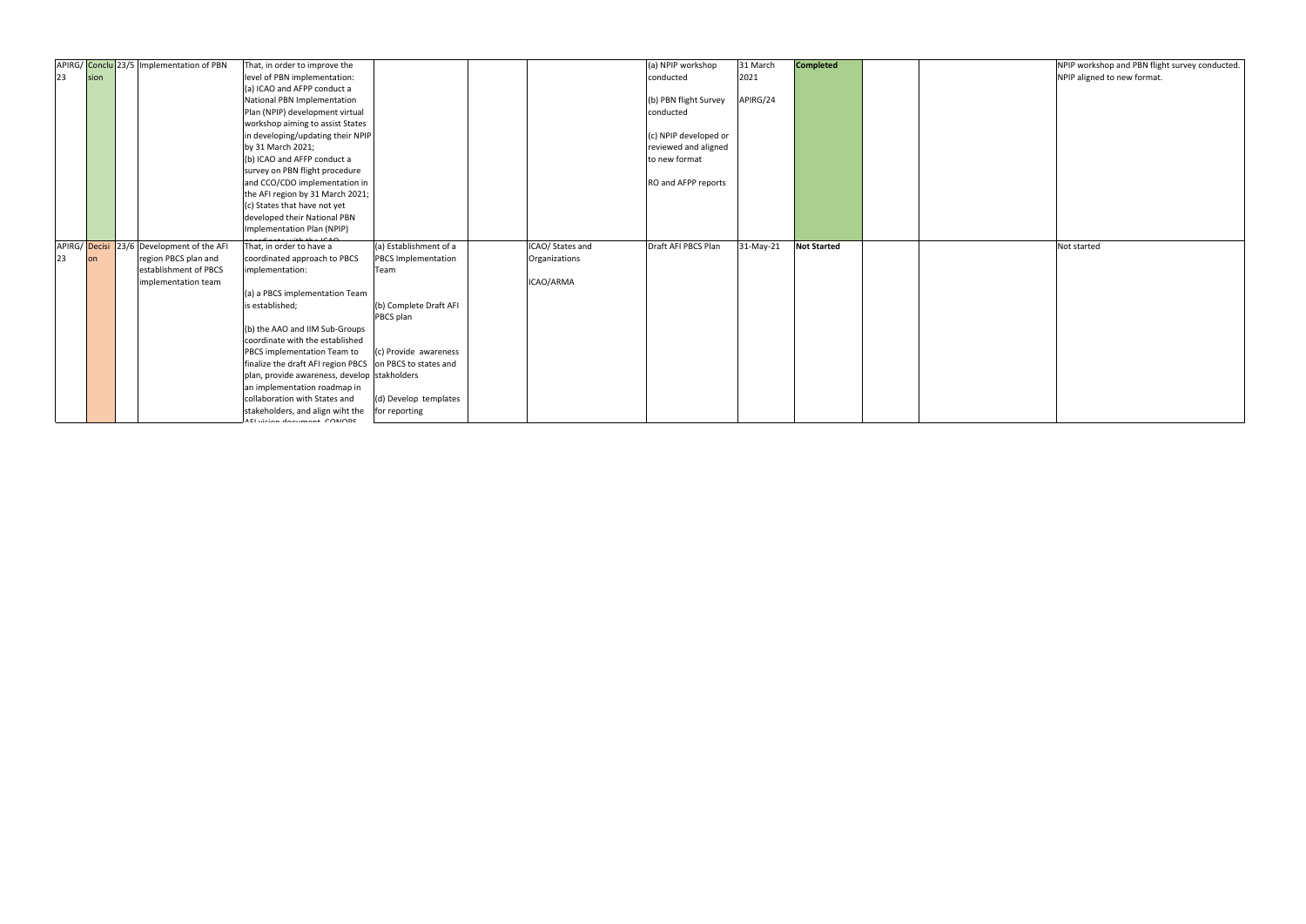| APIRG/ 23 | Conclusion | 23/5 | Implementation of PBN | That, in order to improve the level of PBN implementation: (a) ICAO and AFPP conduct a National PBN Implementation Plan (NPIP) development virtual workshop aiming to assist States in developing/updating their NPIP by 31 March 2021; (b) ICAO and AFPP conduct a survey on PBN flight procedure and CCO/CDO implementation in the AFI region by 31 March 2021; (c) States that have not yet developed their National PBN Implementation Plan (NPIP) coordinate with the ICAO | | | | (a) NPIP workshop conducted<br><br>(b) PBN flight Survey conducted<br><br>(c) NPIP developed or reviewed and aligned to new format<br><br>RO and AFPP reports | 31 March 2021<br><br>APIRG/24 | **Completed** | | | NPIP workshop and PBN flight survey conducted. NPIP aligned to new format. |
|---|---|---|---|---|---|---|---|---|---|---|---|---|---|
| APIRG/ 23 | Decision | 23/6 | Development of the AFI region PBCS plan and establishment of PBCS implementation team | That, in order to have a coordinated approach to PBCS implementation:<br><br>(a) a PBCS implementation Team is established;<br><br>(b) the AAO and IIM Sub-Groups coordinate with the established PBCS implementation Team to finalize the draft AFI region PBCS plan, provide awareness, develop an implementation roadmap in collaboration with States and stakeholders, and align wiht the AFI vision document, CONOPS | (a) Establishment of a PBCS Implementation Team<br><br>(b) Complete Draft AFI PBCS plan<br><br>(c) Provide awareness on PBCS to states and stakholders<br><br>(d) Develop templates for reporting | | ICAO/ States and Organizations<br><br>ICAO/ARMA | Draft AFI PBCS Plan | 31-May-21 | **Not Started** | | | Not started |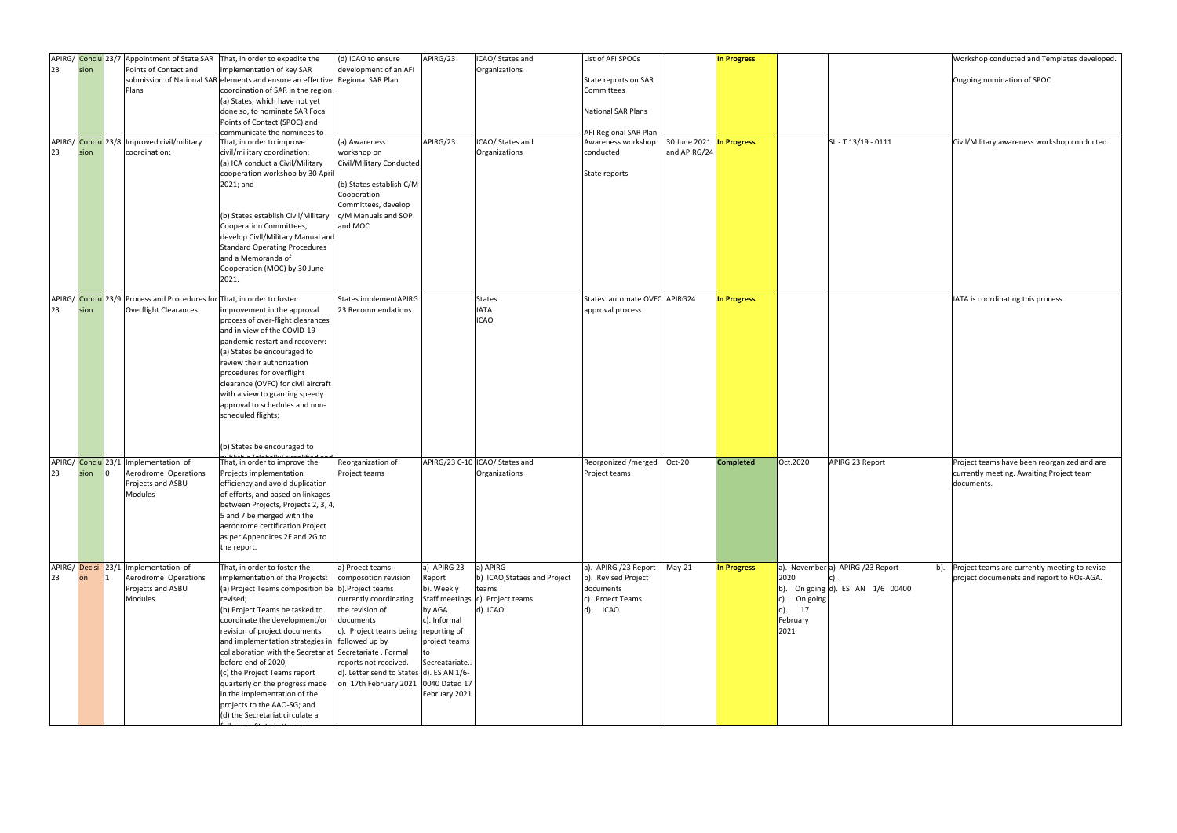| APIRG/ 23 | Conclusion | 23/7 | Appointment of State SAR Points of Contact and submission of National SAR Plans | That, in order to expedite the implementation of key SAR elements and ensure an effective coordination of SAR in the region: (a) States, which have not yet done so, to nominate SAR Focal Points of Contact (SPOC) and communicate the nominees to | (d) ICAO to ensure development of an AFI Regional SAR Plan | APIRG/23 | iCAO/ States and Organizations | List of AFI SPOCs<br><br>State reports on SAR Committees<br><br>National SAR Plans<br><br>AFI Regional SAR Plan | | In Progress | | | Workshop conducted and Templates developed.<br><br>Ongoing nomination of SPOC |
|---|---|---|---|---|---|---|---|---|---|---|---|---|---|
| APIRG/ 23 | Conclusion | 23/8 | Improved civil/military coordination: | That, in order to improve civil/military coordination:<br>(a) ICA conduct a Civil/Military cooperation workshop by 30 April 2021; and<br><br>(b) States establish Civil/Military Cooperation Committees, develop Civil/Military Manual and Standard Operating Procedures and a Memoranda of Cooperation (MOC) by 30 June 2021. | (a) Awareness workshop on Civil/Military Conducted<br><br>(b) States establish C/M Cooperation Committees, develop c/M Manuals and SOP and MOC | APIRG/23 | ICAO/ States and Organizations | Awareness workshop conducted<br><br>State reports | 30 June 2021 and APIRG/24 | In Progress | | SL - T 13/19 - 0111 | Civil/Military awareness workshop conducted. |
| APIRG/ 23 | Conclusion | 23/9 | Process and Procedures for Overflight Clearances | That, in order to foster improvement in the approval process of over-flight clearances and in view of the COVID-19 pandemic restart and recovery:<br>(a) States be encouraged to review their authorization procedures for overflight clearance (OVFC) for civil aircraft with a view to granting speedy approval to schedules and non-scheduled flights;<br><br>(b) States be encouraged to publish a (globally) simplified and | States implementAPIRG 23 Recommendations | | States<br>IATA<br>ICAO | States automate OVFC approval process | APIRG24 | In Progress | | | IATA is coordinating this process |
| APIRG/ 23 | Conclusion | 23/10 | Implementation of Aerodrome Operations Projects and ASBU Modules | That, in order to improve the Projects implementation efficiency and avoid duplication of efforts, and based on linkages between Projects, Projects 2, 3, 4, 5 and 7 be merged with the aerodrome certification Project as per Appendices 2F and 2G to the report. | Reorganization of Project teams | APIRG/23 C-10 | ICAO/ States and Organizations | Reorgonized /merged Project teams | Oct-20 | Completed | Oct.2020 | APIRG 23 Report | Project teams have been reorganized and are currently meeting. Awaiting Project team documents. |
| APIRG/ 23 | Decision | 23/1 | Implementation of Aerodrome Operations Projects and ASBU Modules | That, in order to foster the implementation of the Projects:<br>(a) Project Teams composition be revised;<br>(b) Project Teams be tasked to coordinate the development/or revision of project documents and implementation strategies in collaboration with the Secretariat before end of 2020;<br>(c) the Project Teams report quarterly on the progress made in the implementation of the projects to the AAO-SG; and<br>(d) the Secretariat circulate a follow-up State Letter to | a) Proect teams composotion revision<br>b).Project teams currently coordinating the revision of documents<br>c). Project teams being followed up by Secretariate . Formal reports not received.<br>d). Letter send to States on 17th February 2021 | a) APIRG 23 Report<br>b). Weekly Staff meetings by AGA<br>c). Informal reporting of project teams to Secreatariate..<br>d). ES AN 1/6-0040 Dated 17 February 2021 | a) APIRG<br>b) ICAO,Stataes and Project teams<br>c). Project teams<br>d). ICAO | a). APIRG /23 Report<br>b). Revised Project documents<br>c). Proect Teams<br>d). ICAO | May-21 | In Progress | a). November 2020<br>b). On going<br>c). On going<br>d). 17 February 2021 | a) APIRG /23 Report b).<br>c).<br>d). ES AN 1/6 00400 | Project teams are currently meeting to revise project documenets and report to ROs-AGA. |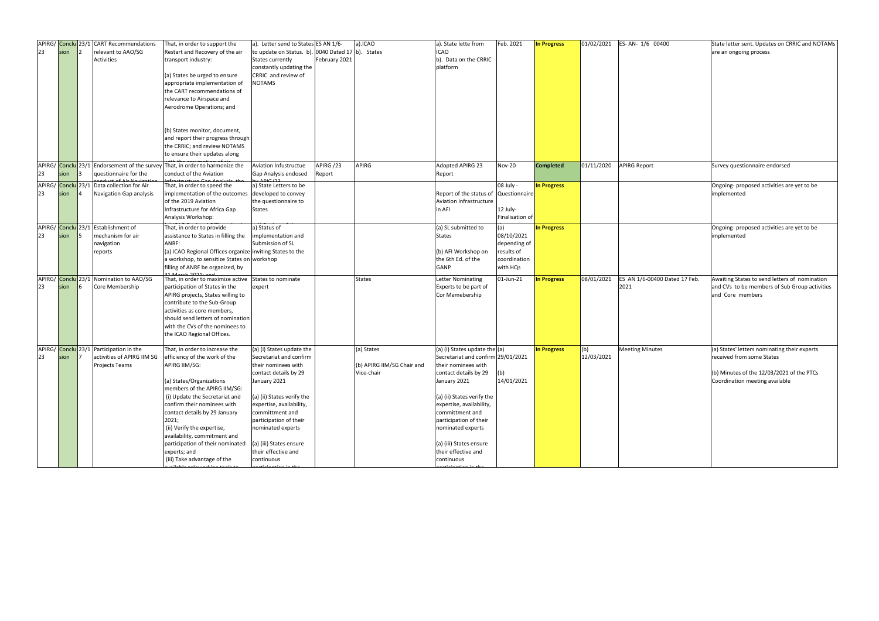| APIRG/ 23 | Conclusion | 23/12 | CART Recommendations relevant to AAO/SG Activities | That, in order to support the Restart and Recovery of the air transport industry:<br><br>(a) States be urged to ensure appropriate implementation of the CART recommendations of relevance to Airspace and Aerodrome Operations; and<br><br>(b) States monitor, document, and report their progress through the CRRIC; and review NOTAMS to ensure their updates along with the resumption of air | a). Letter send to States to update on Status. b). States currently constantly updating the CRRIC and review of NOTAMS | ES AN 1/6-0040 Dated 17 February 2021 | a).ICAO<br>b). States | a). State lette from ICAO<br>b). Data on the CRRIC platform | Feb. 2021 | In Progress | 01/02/2021 | ES- AN- 1/6 00400 | State letter sent. Updates on CRRIC and NOTAMs are an ongoing process |
|---|---|---|---|---|---|---|---|---|---|---|---|---|---|
| APIRG/ 23 | Conclusion | 23/13 | Endorsement of the survey questionnaire for the conduct of Air Navigation | That, in order to harmonize the conduct of the Aviation Infrastructure Gap Analysis the | Aviation Infustructue Gap Analysis endosed by APIG/23 | APIRG /23 Report | APIRG | Adopted APIRG 23 Report | Nov-20 | Completed | 01/11/2020 | APIRG Report | Survey questionnaire endorsed |
| APIRG/ 23 | Conclusion | 23/14 | Data collection for Air Navigation Gap analysis | That, in order to speed the implementation of the outcomes of the 2019 Aviation Infrastructure for Africa Gap Analysis Workshop: | a) State Letters to be developed to convey the questionnaire to States | | | Report of the status of Aviation Infrastructure in AFI | 08 July - Questionnaire<br><br>12 July- Finalisation of | In Progress | | | Ongoing- proposed activities are yet to be implemented |
| APIRG/ 23 | Conclusion | 23/15 | Establishment of mechanism for air navigation reports | That, in order to provide assistance to States in filling the ANRF:<br>(a) ICAO Regional Offices organize a workshop, to sensitize States on filling of ANRF be organized, by 31 March 2021; and | a) Status of implementation and Submission of SL inviting States to the workshop | | | (a) SL submitted to States<br><br>(b) AFI Workshop on the 6th Ed. of the GANP | (a) 08/10/2021 depending of results of coordination with HQs | In Progress | | | Ongoing- proposed activities are yet to be implemented |
| APIRG/ 23 | Conclusion | 23/16 | Nomination to AAO/SG Core Membership | That, in order to maximize active participation of States in the APIRG projects, States willing to contribute to the Sub-Group activities as core members, should send letters of nomination with the CVs of the nominees to the ICAO Regional Offices. | States to nominate expert | | States | Letter Nominating Experts to be part of Cor Memebership | 01-Jun-21 | In Progress | 08/01/2021 | ES AN 1/6-00400 Dated 17 Feb. 2021 | Awaiting States to send letters of nomination and CVs to be members of Sub Group activities and Core members |
| APIRG/ 23 | Conclusion | 23/17 | Participation in the activities of APIRG IIM SG Projects Teams | That, in order to increase the efficiency of the work of the APIRG IIM/SG:<br><br>(a) States/Organizations members of the APIRG IIM/SG:<br>(i) Update the Secretariat and confirm their nominees with contact details by 29 January 2021;<br>(ii) Verify the expertise, availability, commitment and participation of their nominated experts; and<br>(iii) Take advantage of the available teleworking tools to | (a) (i) States update the Secretariat and confirm their nominees with contact details by 29 January 2021<br><br>(a) (ii) States verify the expertise, availability, committment and participation of their nominated experts<br><br>(a) (iii) States ensure their effective and continuous participation in the | | (a) States<br><br>(b) APIRG IIM/SG Chair and Vice-chair | (a) (i) States update the Secretariat and confirm their nominees with contact details by 29 January 2021<br><br>(a) (ii) States verify the expertise, availability, committment and participation of their nominated experts<br><br>(a) (iii) States ensure their effective and continuous participation in the | (a) 29/01/2021<br><br>(b) 14/01/2021 | In Progress | (b) 12/03/2021 | Meeting Minutes | (a) States' letters nominating their experts received from some States<br><br>(b) Minutes of the 12/03/2021 of the PTCs Coordination meeting available |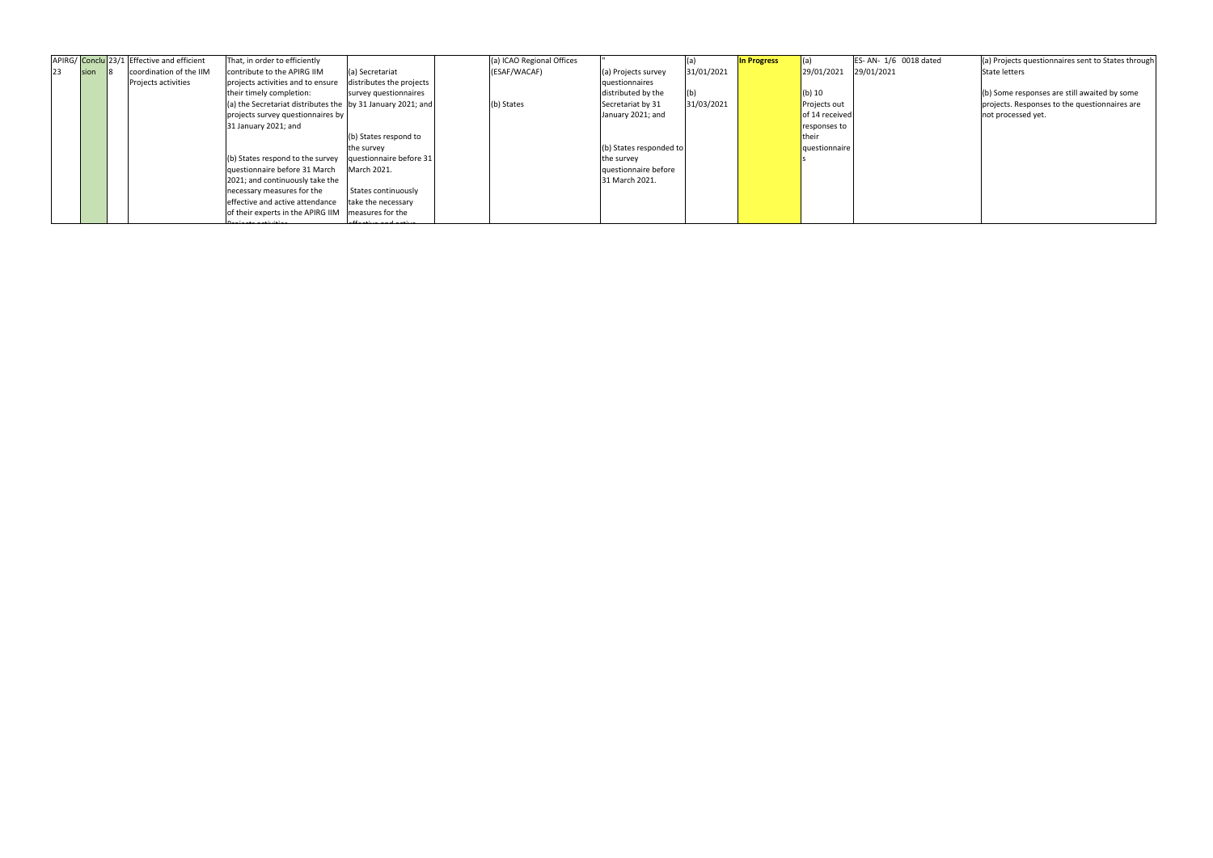| APIRG/23 | Conclusion | 23/18 | Effective and efficient coordination of the IIM Projects activities | That, in order to efficiently contribute to the APIRG IIM projects activities and to ensure their timely completion:<br><br>(a) the Secretariat distributes the projects survey questionnaires by 31 January 2021; and<br><br>(b) States respond to the survey questionnaire before 31 March 2021; and continuously take the necessary measures for the effective and active attendance of their experts in the APIRG IIM Projects activities | (a) Secretariat distributes the projects survey questionnaires by 31 January 2021; and<br><br>(b) States respond to the survey questionnaire before 31 March 2021.<br><br>States continuously take the necessary measures for the effective and active | | (a) ICAO Regional Offices (ESAF/WACAF)<br><br>(b) States | "<br>(a) Projects survey questionnaires distributed by the Secretariat by 31 January 2021; and<br><br>(b) States responded to the survey questionnaire before 31 March 2021. | (a) 31/01/2021<br>(b) 31/03/2021 | **In Progress** | (a) 29/01/2021<br><br>(b) 10 Projects out of 14 received responses to their questionnaires | ES- AN- 1/6 0018 dated 29/01/2021 | (a) Projects questionnaires sent to States through State letters<br><br>(b) Some responses are still awaited by some projects. Responses to the questionnaires are not processed yet. |
|---|---|---|---|---|---|---|---|---|---|---|---|---|---|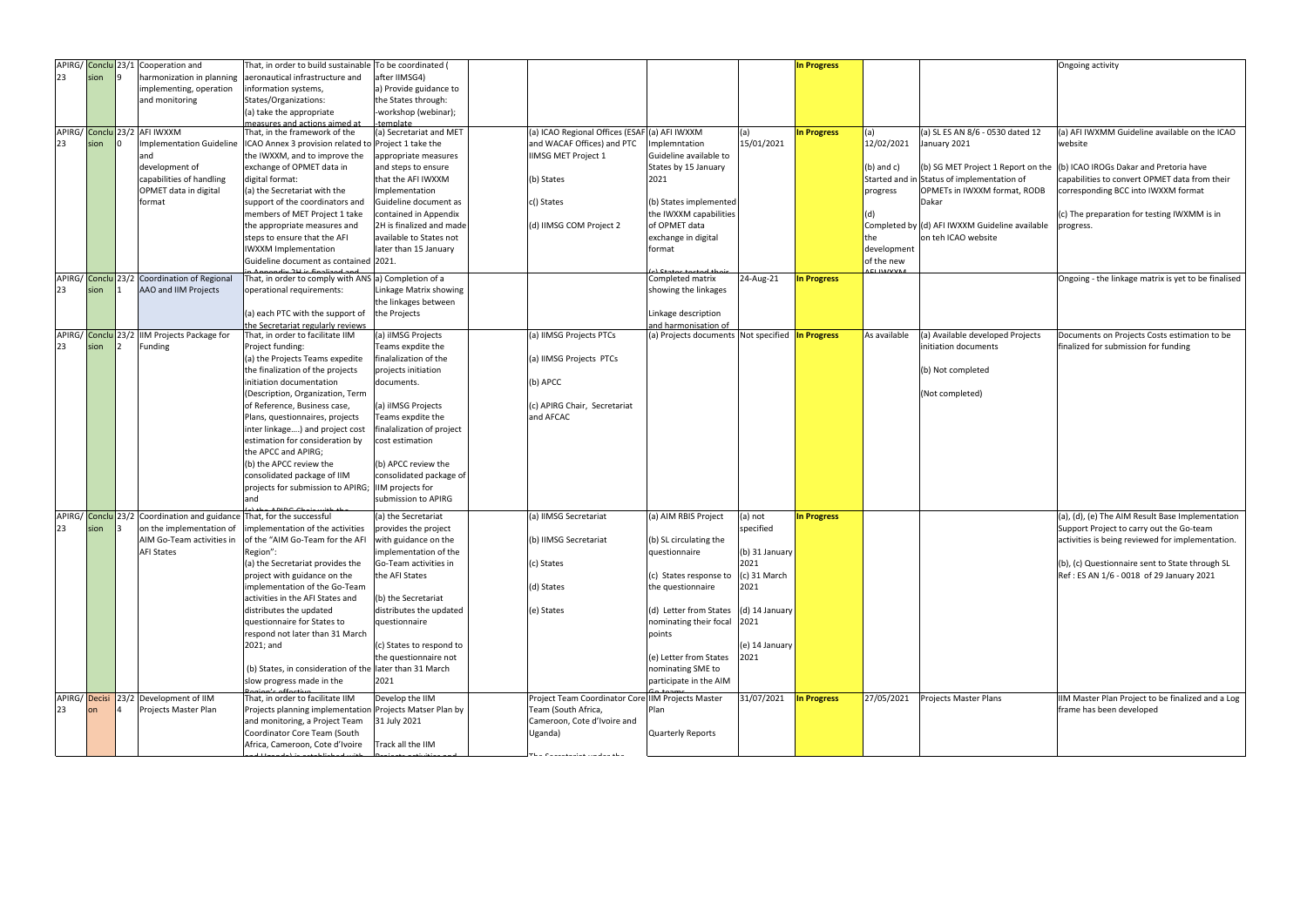| APIRG/23 | Conclusion | 23/19 | Cooperation and harmonization in planning implementing, operation and monitoring | That, in order to build sustainable aeronautical infrastructure and information systems, States/Organizations: (a) take the appropriate measures and actions aimed at | To be coordinated (after IIMSG4) a) Provide guidance to the States through: -workshop (webinar); -template | | | | | In Progress | | | Ongoing activity |
|---|---|---|---|---|---|---|---|---|---|---|---|---|---|
| APIRG/23 | Conclusion | 23/20 | AFI IWXXM Implementation Guideline and development of capabilities of handling OPMET data in digital format | That, in the framework of the ICAO Annex 3 provision related to the IWXXM, and to improve the exchange of OPMET data in digital format: (a) the Secretariat with the support of the coordinators and members of MET Project 1 take the appropriate measures and steps to ensure that the AFI IWXXM Implementation Guideline document as contained in Appendix 2H is finalized and | (a) Secretariat and MET Project 1 take the appropriate measures and steps to ensure that the AFI IWXXM Implementation Guideline document as contained in Appendix 2H is finalized and made available to States not later than 15 January 2021. | | (a) ICAO Regional Offices (ESAF and WACAF Offices) and PTC IIMSG MET Project 1 (b) States c() States (d) IIMSG COM Project 2 | (a) AFI IWXXM Implemntation Guideline available to States by 15 January 2021 (b) States implemented the IWXXM capabilities of OPMET data exchange in digital format (c) States tested their | (a) 15/01/2021 | In Progress | (a) 12/02/2021 (b) and c) Started and in progress (d) Completed by the development of the new AFI IWXXM | (a) SL ES AN 8/6 - 0530 dated 12 January 2021 (b) SG MET Project 1 Report on the Status of implementation of OPMETs in IWXXM format, RODB Dakar (d) AFI IWXXM Guideline available on teh ICAO website | (a) AFI IWXMM Guideline available on the ICAO website (b) ICAO IROGs Dakar and Pretoria have capabilities to convert OPMET data from their corresponding BCC into IWXXM format (c) The preparation for testing IWXMM is in progress. |
| APIRG/23 | Conclusion | 23/21 | Coordination of Regional AAO and IIM Projects | That, in order to comply with ANS operational requirements: (a) each PTC with the support of the Secretariat regularly reviews | a) Completion of a Linkage Matrix showing the linkages between the Projects | | | Completed matrix showing the linkages Linkage description and harmonisation of | 24-Aug-21 | In Progress | | | Ongoing - the linkage matrix is yet to be finalised |
| APIRG/23 | Conclusion | 23/22 | IIM Projects Package for Funding | That, in order to facilitate IIM Project funding: (a) the Projects Teams expedite the finalization of the projects initiation documentation (Description, Organization, Term of Reference, Business case, Plans, questionnaires, projects inter linkage....) and project cost estimation for consideration by the APCC and APIRG; (b) the APCC review the consolidated package of IIM projects for submission to APIRG; and (c) the APIRG Chair with the | (a) iIMSG Projects Teams expdite the finalalization of the projects initiation documents. (a) iIMSG Projects Teams expdite the finalalization of project cost estimation (b) APCC review the consolidated package of IIM projects for submission to APIRG | | (a) IIMSG Projects PTCs (a) IIMSG Projects PTCs (b) APCC (c) APIRG Chair, Secretariat and AFCAC | (a) Projects documents | Not specified | In Progress | As available | (a) Available developed Projects initiation documents (b) Not completed (Not completed) | Documents on Projects Costs estimation to be finalized for submission for funding |
| APIRG/23 | Conclusion | 23/23 | Coordination and guidance on the implementation of AIM Go-Team activities in AFI States | That, for the successful implementation of the activities of the "AIM Go-Team for the AFI Region": (a) the Secretariat provides the project with guidance on the implementation of the Go-Team activities in the AFI States and distributes the updated questionnaire for States to respond not later than 31 March 2021; and (b) States, in consideration of the slow progress made in the Region's effective | (a) the Secretariat provides the project with guidance on the implementation of the Go-Team activities in the AFI States (b) the Secretariat distributes the updated questionnaire (c) States to respond to the questionnaire not later than 31 March 2021 | | (a) IIMSG Secretariat (b) IIMSG Secretariat (c) States (d) States (e) States | (a) AIM RBIS Project (b) SL circulating the questionnaire (c) States response to the questionnaire (d) Letter from States nominating their focal points (e) Letter from States nominating SME to participate in the AIM Go-teams | (a) not specified (b) 31 January 2021 (c) 31 March 2021 (d) 14 January 2021 (e) 14 January 2021 | In Progress | | | (a), (d), (e) The AIM Result Base Implementation Support Project to carry out the Go-team activities is being reviewed for implementation. (b), (c) Questionnaire sent to State through SL Ref : ES AN 1/6 - 0018 of 29 January 2021 |
| APIRG/23 | Decision | 23/24 | Development of IIM Projects Master Plan | That, in order to facilitate IIM Projects planning implementation and monitoring, a Project Team Coordinator Core Team (South Africa, Cameroon, Cote d'Ivoire and Uganda) is established with | Develop the IIM Projects Matser Plan by 31 July 2021 Track all the IIM Projects activities and | | Project Team Coordinator Core Team (South Africa, Cameroon, Cote d'Ivoire and Uganda) The Secretariat under the | IIM Projects Master Plan Quarterly Reports | 31/07/2021 | In Progress | 27/05/2021 | Projects Master Plans | IIM Master Plan Project to be finalized and a Log frame has been developed |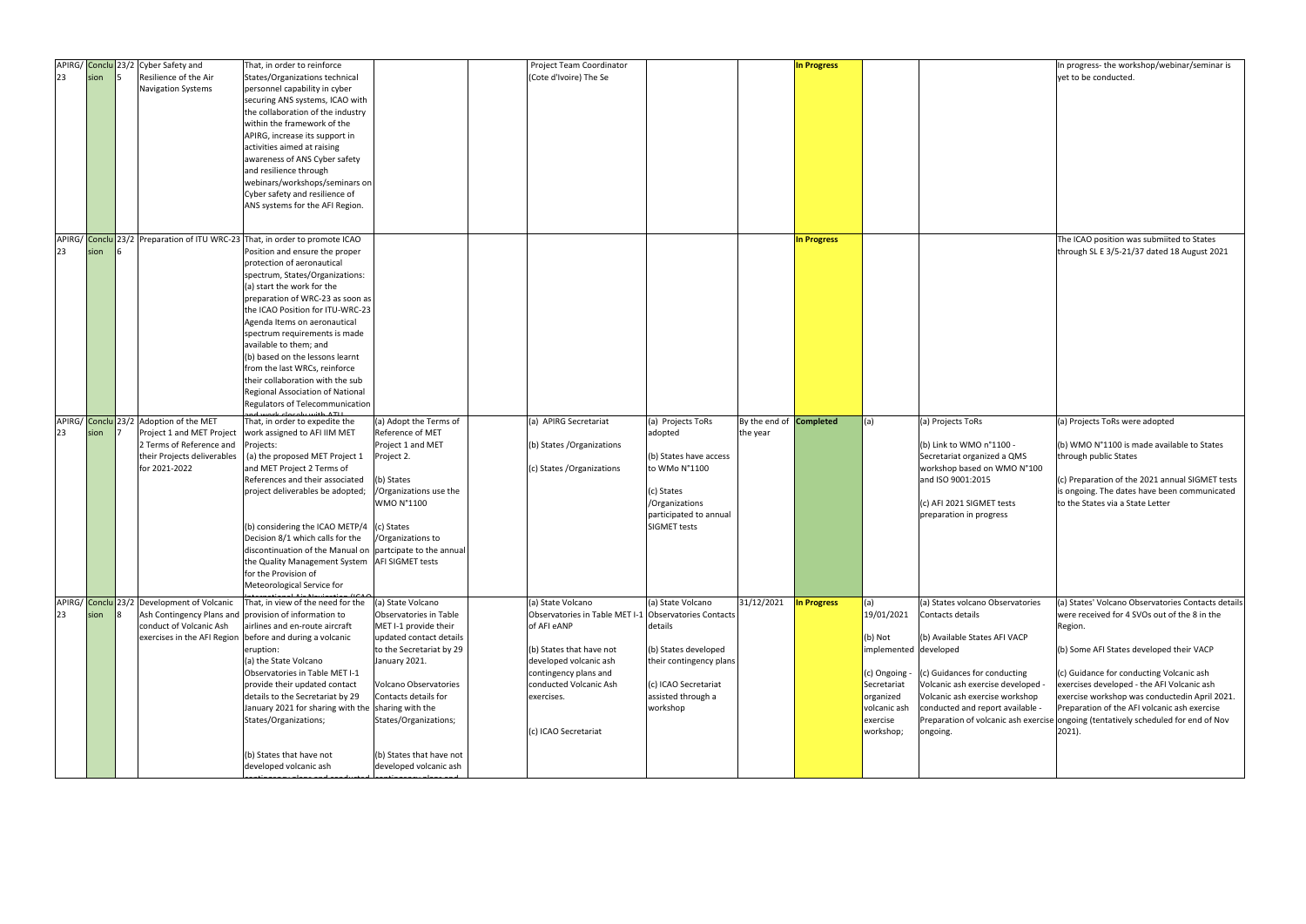| APIRG/ 23 | Conclusion | 23/2 5 | Cyber Safety and Resilience of the Air Navigation Systems | That, in order to reinforce States/Organizations technical personnel capability in cyber securing ANS systems, ICAO with the collaboration of the industry within the framework of the APIRG, increase its support in activities aimed at raising awareness of ANS Cyber safety and resilience through webinars/workshops/seminars on Cyber safety and resilience of ANS systems for the AFI Region. | | | Project Team Coordinator (Cote d'Ivoire) The Se | | | **In Progress** | | | In progress- the workshop/webinar/seminar is yet to be conducted. |
|---|---|---|---|---|---|---|---|---|---|---|---|---|---|
| APIRG/ 23 | Conclusion | 23/2 6 | Preparation of ITU WRC-23 | That, in order to promote ICAO Position and ensure the proper protection of aeronautical spectrum, States/Organizations: (a) start the work for the preparation of WRC-23 as soon as the ICAO Position for ITU-WRC-23 Agenda Items on aeronautical spectrum requirements is made available to them; and (b) based on the lessons learnt from the last WRCs, reinforce their collaboration with the sub Regional Association of National Regulators of Telecommunication and work closely with ATU | | | | | | **In Progress** | | | The ICAO position was submiited to States through SL E 3/5-21/37 dated 18 August 2021 |
| APIRG/ 23 | Conclusion | 23/2 7 | Adoption of the MET Project 1 and MET Project 2 Terms of Reference and their Projects deliverables for 2021-2022 | That, in order to expedite the work assigned to AFI IIM MET Projects: (a) the proposed MET Project 1 and MET Project 2 Terms of References and their associated project deliverables be adopted; (b) considering the ICAO METP/4 Decision 8/1 which calls for the discontinuation of the Manual on the Quality Management System for the Provision of Meteorological Service for International Air Navigation (ICAO | (a) Adopt the Terms of Reference of MET Project 1 and MET Project 2. (b) States /Organizations use the WMO N°1100 (c) States /Organizations to partcipate to the annual AFI SIGMET tests | | (a) APIRG Secretariat (b) States /Organizations (c) States /Organizations | (a) Projects ToRs adopted (b) States have access to WMo N°1100 (c) States /Organizations participated to annual SIGMET tests | By the end of the year | **Completed** | (a) | (a) Projects ToRs (b) Link to WMO n°1100 - Secretariat organized a QMS workshop based on WMO N°100 and ISO 9001:2015 (c) AFI 2021 SIGMET tests preparation in progress | (a) Projects ToRs were adopted (b) WMO N°1100 is made available to States through public States (c) Preparation of the 2021 annual SIGMET tests is ongoing. The dates have been communicated to the States via a State Letter |
| APIRG/ 23 | Conclusion | 23/2 8 | Development of Volcanic Ash Contingency Plans and conduct of Volcanic Ash exercises in the AFI Region | That, in view of the need for the provision of information to airlines and en-route aircraft before and during a volcanic eruption: (a) the State Volcano Observatories in Table MET I-1 provide their updated contact details to the Secretariat by 29 January 2021 for sharing with the States/Organizations; (b) States that have not developed volcanic ash contingency plans and conducted | (a) State Volcano Observatories in Table MET I-1 provide their updated contact details to the Secretariat by 29 January 2021. Volcano Observatories Contacts details for sharing with the States/Organizations; (b) States that have not developed volcanic ash contingency plans and | | (a) State Volcano Observatories in Table MET I-1 of AFI eANP (b) States that have not developed volcanic ash contingency plans and conducted Volcanic Ash exercises. (c) ICAO Secretariat | (a) State Volcano Observatories Contacts details (b) States developed their contingency plans (c) ICAO Secretariat assisted through a workshop | 31/12/2021 | **In Progress** | (a) 19/01/2021 (b) Not implemented (c) Ongoing - Secretariat organized volcanic ash exercise workshop; | (a) States volcano Observatories Contacts details (b) Available States AFI VACP developed (c) Guidances for conducting Volcanic ash exercise developed - Volcanic ash exercise workshop conducted and report available - Preparation of volcanic ash exercise ongoing. | (a) States' Volcano Observatories Contacts details were received for 4 SVOs out of the 8 in the Region. (b) Some AFI States developed their VACP (c) Guidance for conducting Volcanic ash exercises developed - the AFI Volcanic ash exercise workshop was conductedin April 2021. Preparation of the AFI volcanic ash exercise ongoing (tentatively scheduled for end of Nov 2021). |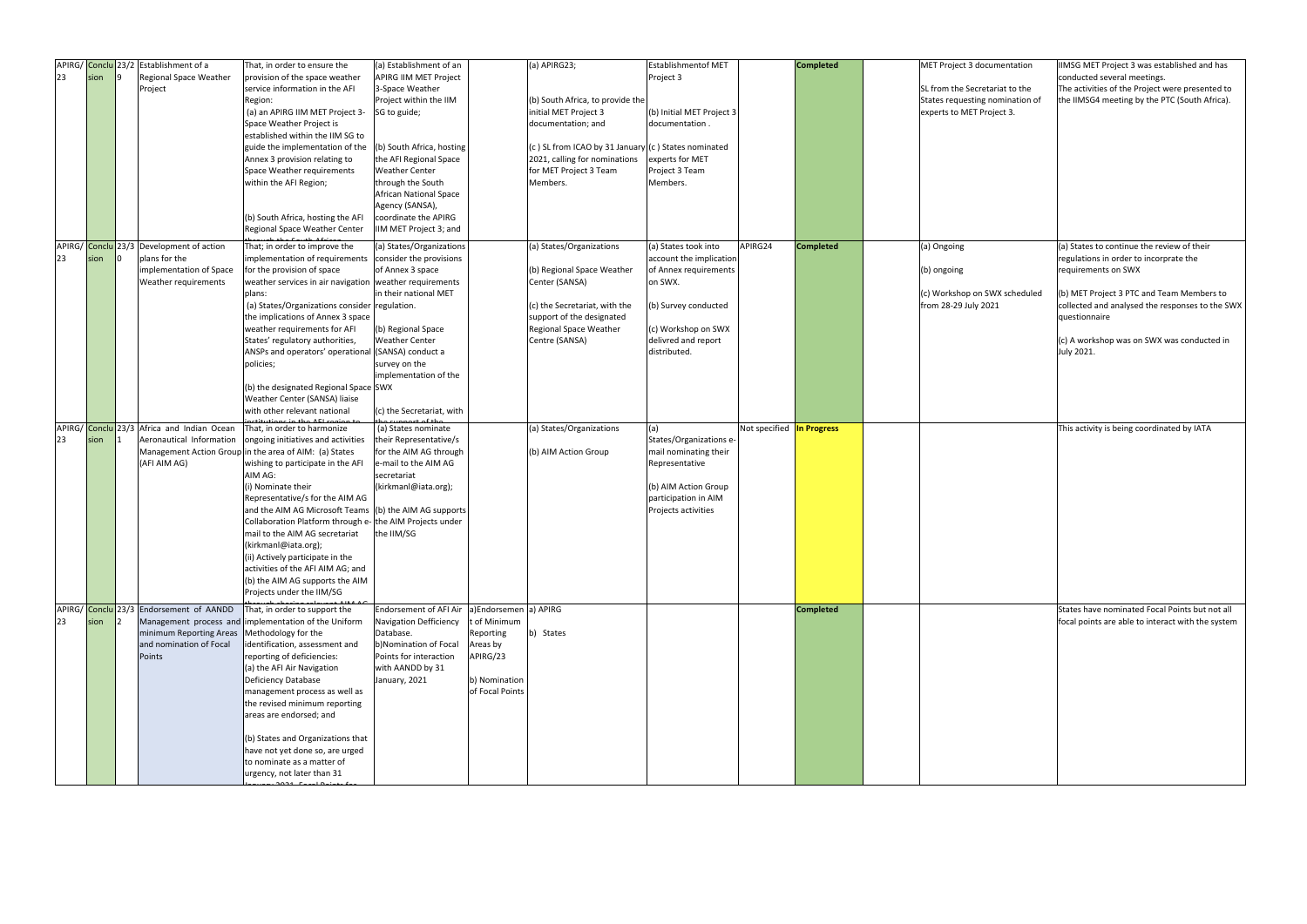| APIRG/23 | Conclusion | 23/29 | Establishment of a Regional Space Weather Project | That, in order to ensure the provision of the space weather service information in the AFI Region: (a) an APIRG IIM MET Project 3- Space Weather Project is established within the IIM SG to guide the implementation of the Annex 3 provision relating to Space Weather requirements within the AFI Region; (b) South Africa, hosting the AFI Regional Space Weather Center | (a) Establishment of an APIRG IIM MET Project 3-Space Weather Project within the IIM SG to guide; (b) South Africa, hosting the AFI Regional Space Weather Center through the South African National Space Agency (SANSA), coordinate the APIRG IIM MET Project 3; and | | (a) APIRG23; (b) South Africa, to provide the initial MET Project 3 documentation; and (c ) SL from ICAO by 31 January 2021, calling for nominations for MET Project 3 Team Members. | Establishmentof MET Project 3 (b) Initial MET Project 3 documentation . (c ) States nominated experts for MET Project 3 Team Members. | | **Completed** | | MET Project 3 documentation SL from the Secretariat to the States requesting nomination of experts to MET Project 3. | IIMSG MET Project 3 was established and has conducted several meetings. The activities of the Project were presented to the IIMSG4 meeting by the PTC (South Africa). |
|---|---|---|---|---|---|---|---|---|---|---|---|---|---|
| APIRG/23 | Conclusion | 23/30 | Development of action plans for the implementation of Space Weather requirements | That; in order to improve the implementation of requirements for the provision of space weather services in air navigation plans: (a) States/Organizations consider the implications of Annex 3 space weather requirements for AFI States' regulatory authorities, ANSPs and operators' operational policies; (b) the designated Regional Space Weather Center (SANSA) liaise with other relevant national institutions in the AFI region to | (a) States/Organizations consider the provisions of Annex 3 space weather requirements in their national MET regulation. (b) Regional Space Weather Center (SANSA) conduct a survey on the implementation of the SWX (c) the Secretariat, with the support of the | | (a) States/Organizations (b) Regional Space Weather Center (SANSA) (c) the Secretariat, with the support of the designated Regional Space Weather Centre (SANSA) | (a) States took into account the implication of Annex requirements on SWX. (b) Survey conducted (c) Workshop on SWX delivred and report distributed. | APIRG24 | **Completed** | | (a) Ongoing (b) ongoing (c) Workshop on SWX scheduled from 28-29 July 2021 | (a) States to continue the review of their regulations in order to incorprate the requirements on SWX (b) MET Project 3 PTC and Team Members to collected and analysed the responses to the SWX questionnaire (c) A workshop was on SWX was conducted in July 2021. |
| APIRG/23 | Conclusion | 23/31 | Africa and Indian Ocean Aeronautical Information Management Action Group (AFI AIM AG) | That, in order to harmonize ongoing initiatives and activities in the area of AIM: (a) States wishing to participate in the AFI AIM AG: (i) Nominate their Representative/s for the AIM AG and the AIM AG Microsoft Teams Collaboration Platform through e-mail to the AIM AG secretariat (kirkmanl@iata.org); (ii) Actively participate in the activities of the AFI AIM AG; and (b) the AIM AG supports the AIM Projects under the IIM/SG through sharing relevant AIM AG | (a) States nominate their Representative/s for the AIM AG through e-mail to the AIM AG secretariat (kirkmanl@iata.org); (b) the AIM AG supports the AIM Projects under the IIM/SG | | (a) States/Organizations (b) AIM Action Group | (a) States/Organizations e-mail nominating their Representative (b) AIM Action Group participation in AIM Projects activities | Not specified | **In Progress** | | | This activity is being coordinated by IATA |
| APIRG/23 | Conclusion | 23/32 | Endorsement of AANDD Management process and minimum Reporting Areas and nomination of Focal Points | That, in order to support the implementation of the Uniform Methodology for the identification, assessment and reporting of deficiencies: (a) the AFI Air Navigation Deficiency Database management process as well as the revised minimum reporting areas are endorsed; and (b) States and Organizations that have not yet done so, are urged to nominate as a matter of urgency, not later than 31 January 2021, Focal Points for | Endorsement of AFI Air Navigation Defficiency Database. b)Nomination of Focal Points for interaction with AANDD by 31 January, 2021 | a)Endorsement of Minimum Reporting Areas by APIRG/23 b) Nomination of Focal Points | a) APIRG b) States | | | **Completed** | | | States have nominated Focal Points but not all focal points are able to interact with the system |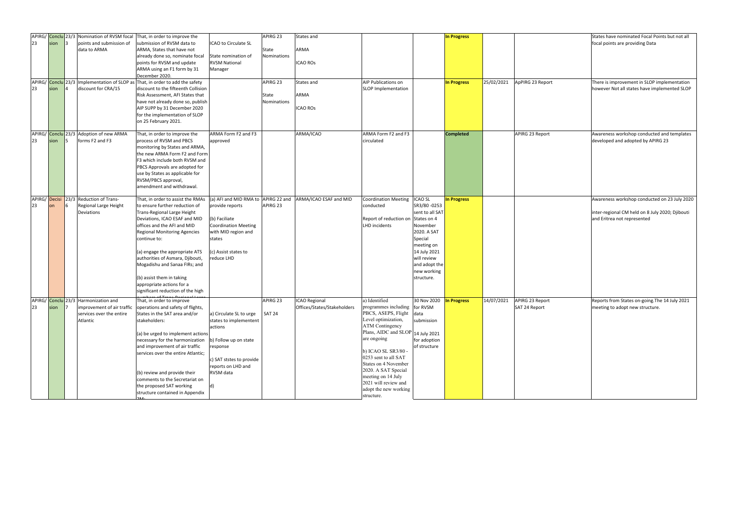| | | | | | | | | | | | | | |
|---|---|---|---|---|---|---|---|---|---|---|---|---|---|
| APIRG/ 23 | Conclusion | 23/3 | Nomination of RVSM focal points and submission of data to ARMA | That, in order to improve the submission of RVSM data to ARMA, States that have not already done so, nominate focal points for RVSM and update ARMA using an F1 form by 31 December 2020. | ICAO to Circulate SL<br><br>State nomination of RVSM National Manager | APIRG 23<br><br>State Nominations | States and<br><br>ARMA<br><br>ICAO ROs | | | In Progress | | | States have nominated Focal Points but not all focal points are providing Data |
| APIRG/ 23 | Conclusion | 23/4 | Implementation of SLOP as discount for CRA/15 | That, in order to add the safety discount to the fifteenth Collision Risk Assessment, AFI States that have not already done so, publish AIP SUPP by 31 December 2020 for the implementation of SLOP on 25 February 2021. | | APIRG 23<br><br>State Nominations | States and<br><br>ARMA<br><br>ICAO ROs | AIP Publications on SLOP Implementation | | In Progress | 25/02/2021 | ApPIRG 23 Report | There is improvement in SLOP implementation however Not all states have implemented SLOP |
| APIRG/ 23 | Conclusion | 23/5 | Adoption of new ARMA forms F2 and F3 | That, in order to improve the process of RVSM and PBCS monitoring by States and ARMA, the new ARMA Form F2 and Form F3 which include both RVSM and PBCS Approvals are adopted for use by States as applicable for RVSM/PBCS approval, amendment and withdrawal. | ARMA Form F2 and F3 approved | | ARMA/ICAO | ARMA Form F2 and F3 circulated | | Completed | | APIRG 23 Report | Awareness workshop conducted and templates developed and adopted by APIRG 23 |
| APIRG/ 23 | Decision | 23/6 | Reduction of Trans-Regional Large Height Deviations | That, in order to assist the RMAs to ensure further reduction of Trans-Regional Large Height Deviations, ICAO ESAF and MID offices and the AFI and MID Regional Monitoring Agencies continue to:<br><br>(a) engage the appropriate ATS authorities of Asmara, Djibouti, Mogadishu and Sanaa FIRs; and<br><br>(b) assist them in taking appropriate actions for a significant reduction of the high numbers of Trans-Regional Large | (a) AFI and MID RMA to provide reports<br><br>(b) Faciliate Coordination Meeting with MID region and states<br><br>(c) Assist states to reduce LHD | APIRG 22 and APIRG 23 | ARMA/ICAO ESAF and MID | Coordination Meeting conducted<br><br>Report of reduction on LHD incidents | ICAO SL SR3/80 -0253 sent to all SAT States on 4 November 2020. A SAT Special meeting on 14 July 2021 will review and adopt the new working structure. | In Progress | | | Awareness workshop conducted on 23 July 2020<br><br>inter-regional CM held on 8 July 2020; Djibouti and Eritrea not represented |
| APIRG/ 23 | Conclusion | 23/7 | Harmonization and improvement of air traffic services over the entire Atlantic | That, in order to improve operations and safety of flights, States in the SAT area and/or stakeholders:<br><br>(a) be urged to implement actions necessary for the harmonization and improvement of air traffic services over the entire Atlantic;<br><br>(b) review and provide their comments to the Secretariat on the proposed SAT working structure contained in Appendix 3M; | a) Circulate SL to urge states to implemente actions<br><br>b) Follow up on state response<br><br>c) SAT ststes to provide reports on LHD and RVSM data<br><br>d) | APIRG 23<br><br>SAT 24 | ICAO Regional Offices/States/Stakeholders | a) Identified programmes including PBCS, ASEPS, Flight Level optimization, ATM Contingency Plans, AIDC and SLOP are ongoing<br><br>b) ICAO SL SR3/80 - 0253 sent to all SAT States on 4 November 2020. A SAT Special meeting on 14 July 2021 will review and adopt the new working structure. | 30 Nov 2020 for RVSM data submission<br><br>14 July 2021 for adoption of structure | In Progress | 14/07/2021 | APIRG 23 Report<br>SAT 24 Report | Reports from States on-going.The 14 July 2021 meeting to adopt new structure. |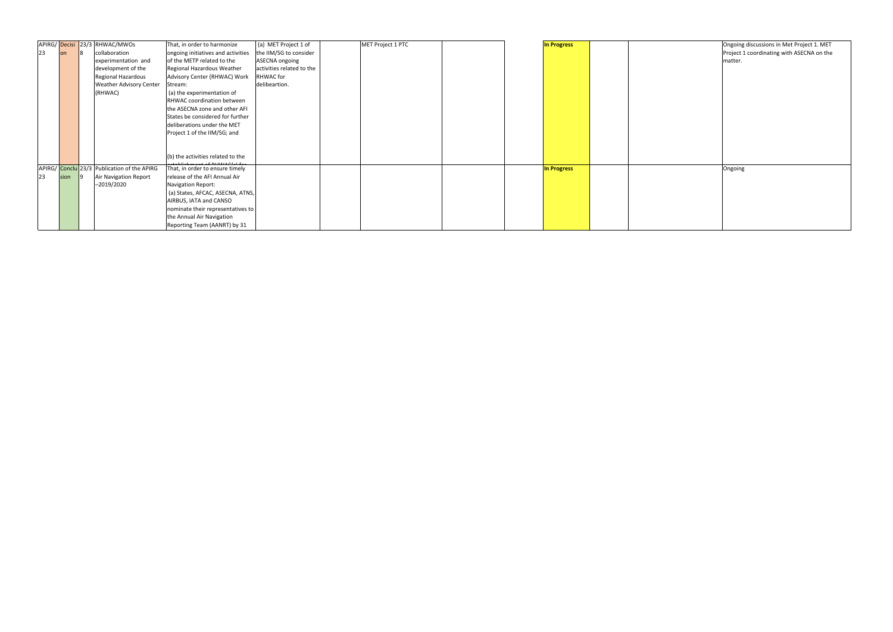| | | | | | | | | | | | | |
|---|---|---|---|---|---|---|---|---|---|---|---|---|
| APIRG/ 23 | Decision | 23/38 | RHWAC/MWOs collaboration experimentation and development of the Regional Hazardous Weather Advisory Center (RHWAC) | That, in order to harmonize ongoing initiatives and activities of the METP related to the Regional Hazardous Weather Advisory Center (RHWAC) Work Stream: (a) the experimentation of RHWAC coordination between the ASECNA zone and other AFI States be considered for further deliberations under the MET Project 1 of the IIM/SG; and (b) the activities related to the establishment of RHWAC(s) for | (a) MET Project 1 of the IIM/SG to consider ASECNA ongoing activities related to the RHWAC for delibeartion. | | MET Project 1 PTC | | | **In Progress** | | | Ongoing discussions in Met Project 1. MET Project 1 coordinating with ASECNA on the matter. |
| APIRG/ 23 | Conclusion | 23/39 | Publication of the APIRG Air Navigation Report –2019/2020 | That, in order to ensure timely release of the AFI Annual Air Navigation Report: (a) States, AFCAC, ASECNA, ATNS, AIRBUS, IATA and CANSO nominate their representatives to the Annual Air Navigation Reporting Team (AANRT) by 31 | | | | | | **In Progress** | | | Ongoing |